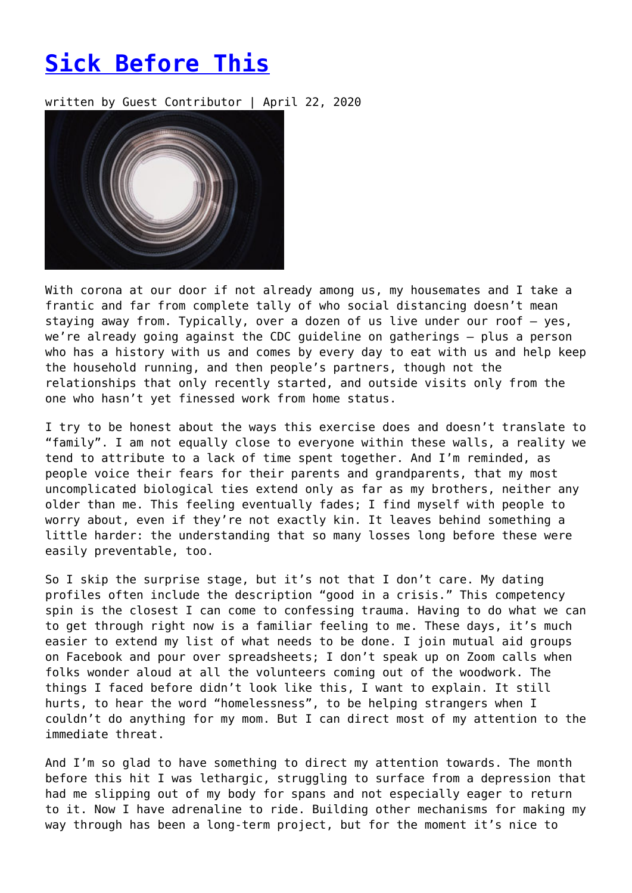# [Sick Before This](#)

written by Guest Contributor | April 22, 2020

With corona at our door if not already among us, my housemates and I take a frantic and far from complete tally of who social distancing doesn't mean staying away from. Typically, over a dozen of us live under our roof – yes, we're already going against the CDC guideline on gatherings – plus a person who has a history with us and comes by every day to eat with us and help keep the household running, and then people's partners, though not the relationships that only recently started, and outside visits only from the one who hasn't yet finessed work from home status.

I try to be honest about the ways this exercise does and doesn't translate to "family". I am not equally close to everyone within these walls, a reality we tend to attribute to a lack of time spent together. And I'm reminded, as people voice their fears for their parents and grandparents, that my most uncomplicated biological ties extend only as far as my brothers, neither any older than me. This feeling eventually fades; I find myself with people to worry about, even if they're not exactly kin. It leaves behind something a little harder: the understanding that so many losses long before these were easily preventable, too.

So I skip the surprise stage, but it's not that I don't care. My dating profiles often include the description "good in a crisis." This competency spin is the closest I can come to confessing trauma. Having to do what we can to get through right now is a familiar feeling to me. These days, it's much easier to extend my list of what needs to be done. I join mutual aid groups on Facebook and pour over spreadsheets; I don't speak up on Zoom calls when folks wonder aloud at all the volunteers coming out of the woodwork. The things I faced before didn't look like this, I want to explain. It still hurts, to hear the word "homelessness", to be helping strangers when I couldn't do anything for my mom. But I can direct most of my attention to the immediate threat.

And I'm so glad to have something to direct my attention towards. The month before this hit I was lethargic, struggling to surface from a depression that had me slipping out of my body for spans and not especially eager to return to it. Now I have adrenaline to ride. Building other mechanisms for making my way through has been a long-term project, but for the moment it's nice to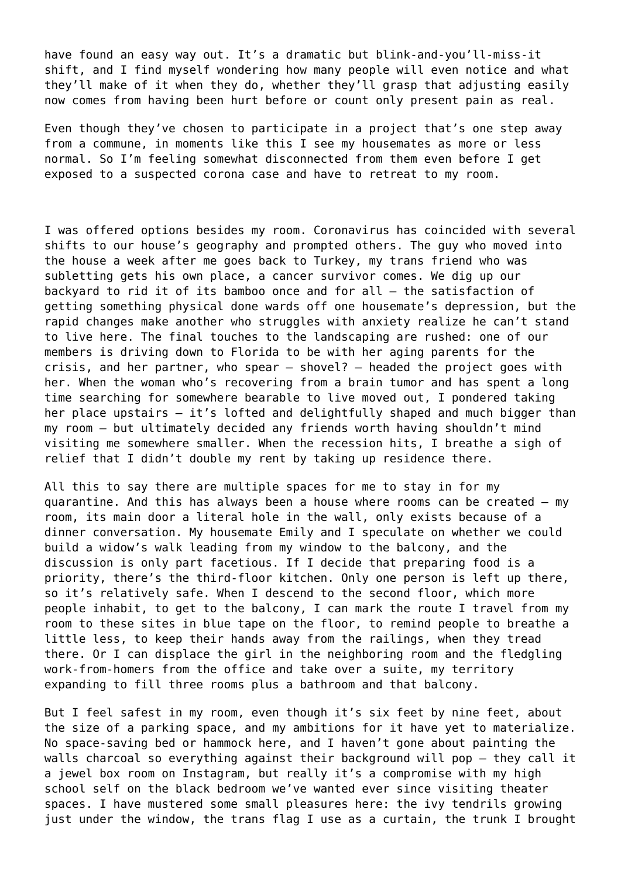have found an easy way out. It's a dramatic but blink-and-you'll-miss-it shift, and I find myself wondering how many people will even notice and what they'll make of it when they do, whether they'll grasp that adjusting easily now comes from having been hurt before or count only present pain as real.

Even though they've chosen to participate in a project that's one step away from a commune, in moments like this I see my housemates as more or less normal. So I'm feeling somewhat disconnected from them even before I get exposed to a suspected corona case and have to retreat to my room.

I was offered options besides my room. Coronavirus has coincided with several shifts to our house's geography and prompted others. The guy who moved into the house a week after me goes back to Turkey, my trans friend who was subletting gets his own place, a cancer survivor comes. We dig up our backyard to rid it of its bamboo once and for all – the satisfaction of getting something physical done wards off one housemate's depression, but the rapid changes make another who struggles with anxiety realize he can't stand to live here. The final touches to the landscaping are rushed: one of our members is driving down to Florida to be with her aging parents for the crisis, and her partner, who spear – shovel? – headed the project goes with her. When the woman who's recovering from a brain tumor and has spent a long time searching for somewhere bearable to live moved out, I pondered taking her place upstairs – it's lofted and delightfully shaped and much bigger than my room – but ultimately decided any friends worth having shouldn't mind visiting me somewhere smaller. When the recession hits, I breathe a sigh of relief that I didn't double my rent by taking up residence there.

All this to say there are multiple spaces for me to stay in for my quarantine. And this has always been a house where rooms can be created – my room, its main door a literal hole in the wall, only exists because of a dinner conversation. My housemate Emily and I speculate on whether we could build a widow's walk leading from my window to the balcony, and the discussion is only part facetious. If I decide that preparing food is a priority, there's the third-floor kitchen. Only one person is left up there, so it's relatively safe. When I descend to the second floor, which more people inhabit, to get to the balcony, I can mark the route I travel from my room to these sites in blue tape on the floor, to remind people to breathe a little less, to keep their hands away from the railings, when they tread there. Or I can displace the girl in the neighboring room and the fledgling work-from-homers from the office and take over a suite, my territory expanding to fill three rooms plus a bathroom and that balcony.

But I feel safest in my room, even though it's six feet by nine feet, about the size of a parking space, and my ambitions for it have yet to materialize. No space-saving bed or hammock here, and I haven't gone about painting the walls charcoal so everything against their background will pop – they call it a jewel box room on Instagram, but really it's a compromise with my high school self on the black bedroom we've wanted ever since visiting theater spaces. I have mustered some small pleasures here: the ivy tendrils growing just under the window, the trans flag I use as a curtain, the trunk I brought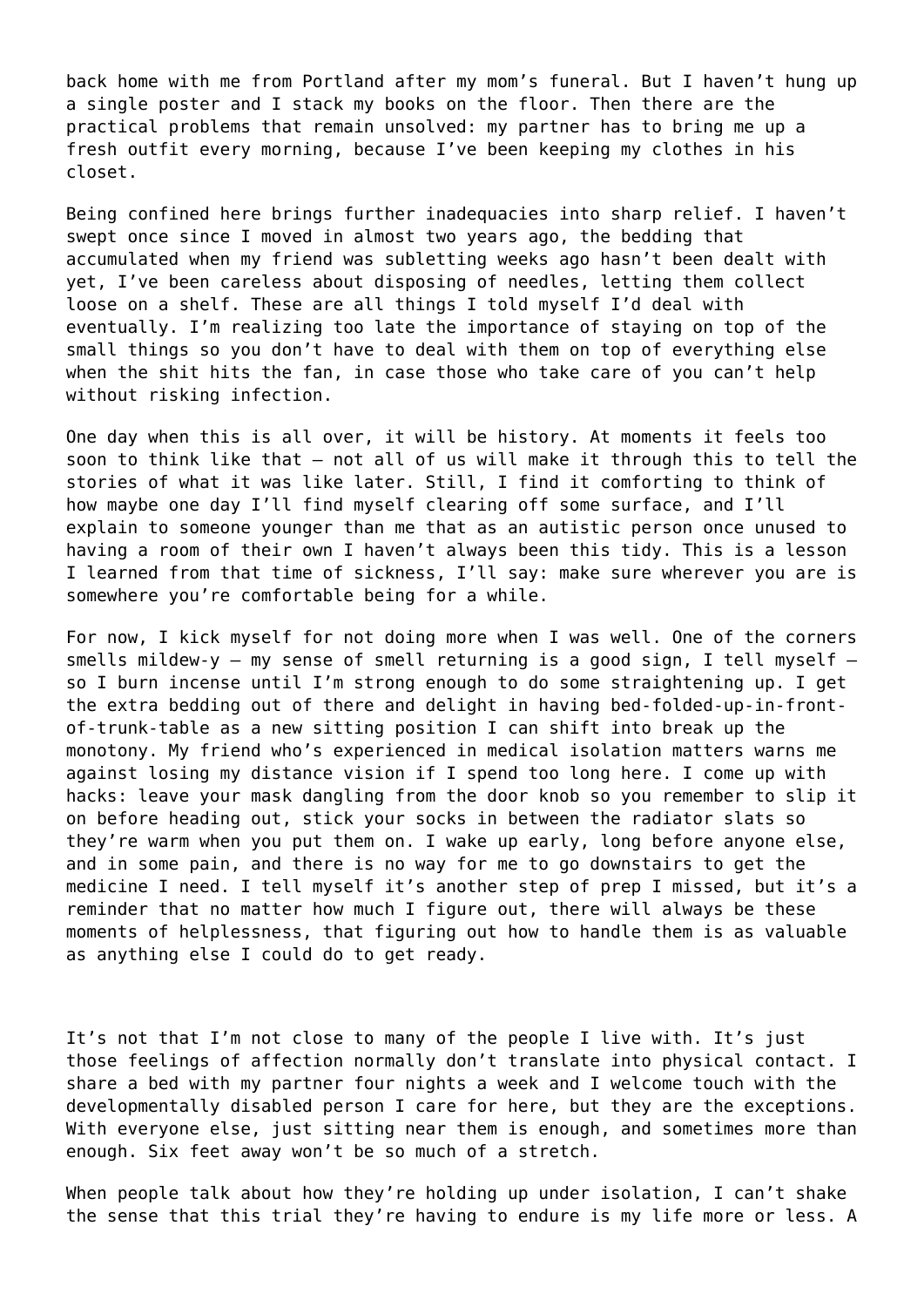back home with me from Portland after my mom's funeral. But I haven't hung up a single poster and I stack my books on the floor. Then there are the practical problems that remain unsolved: my partner has to bring me up a fresh outfit every morning, because I've been keeping my clothes in his closet.

Being confined here brings further inadequacies into sharp relief. I haven't swept once since I moved in almost two years ago, the bedding that accumulated when my friend was subletting weeks ago hasn't been dealt with yet, I've been careless about disposing of needles, letting them collect loose on a shelf. These are all things I told myself I'd deal with eventually. I'm realizing too late the importance of staying on top of the small things so you don't have to deal with them on top of everything else when the shit hits the fan, in case those who take care of you can't help without risking infection.

One day when this is all over, it will be history. At moments it feels too soon to think like that — not all of us will make it through this to tell the stories of what it was like later. Still, I find it comforting to think of how maybe one day I'll find myself clearing off some surface, and I'll explain to someone younger than me that as an autistic person once unused to having a room of their own I haven't always been this tidy. This is a lesson I learned from that time of sickness, I'll say: make sure wherever you are is somewhere you're comfortable being for a while.

For now, I kick myself for not doing more when I was well. One of the corners smells mildew-y — my sense of smell returning is a good sign, I tell myself — so I burn incense until I'm strong enough to do some straightening up. I get the extra bedding out of there and delight in having bed-folded-up-in-front-of-trunk-table as a new sitting position I can shift into break up the monotony. My friend who's experienced in medical isolation matters warns me against losing my distance vision if I spend too long here. I come up with hacks: leave your mask dangling from the door knob so you remember to slip it on before heading out, stick your socks in between the radiator slats so they're warm when you put them on. I wake up early, long before anyone else, and in some pain, and there is no way for me to go downstairs to get the medicine I need. I tell myself it's another step of prep I missed, but it's a reminder that no matter how much I figure out, there will always be these moments of helplessness, that figuring out how to handle them is as valuable as anything else I could do to get ready.

It's not that I'm not close to many of the people I live with. It's just those feelings of affection normally don't translate into physical contact. I share a bed with my partner four nights a week and I welcome touch with the developmentally disabled person I care for here, but they are the exceptions. With everyone else, just sitting near them is enough, and sometimes more than enough. Six feet away won't be so much of a stretch.

When people talk about how they're holding up under isolation, I can't shake the sense that this trial they're having to endure is my life more or less. A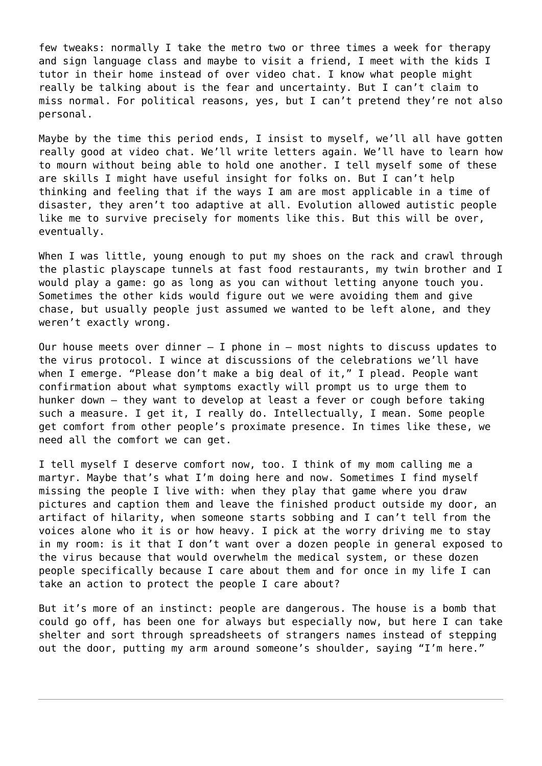few tweaks: normally I take the metro two or three times a week for therapy and sign language class and maybe to visit a friend, I meet with the kids I tutor in their home instead of over video chat. I know what people might really be talking about is the fear and uncertainty. But I can't claim to miss normal. For political reasons, yes, but I can't pretend they're not also personal.

Maybe by the time this period ends, I insist to myself, we'll all have gotten really good at video chat. We'll write letters again. We'll have to learn how to mourn without being able to hold one another. I tell myself some of these are skills I might have useful insight for folks on. But I can't help thinking and feeling that if the ways I am are most applicable in a time of disaster, they aren't too adaptive at all. Evolution allowed autistic people like me to survive precisely for moments like this. But this will be over, eventually.

When I was little, young enough to put my shoes on the rack and crawl through the plastic playscape tunnels at fast food restaurants, my twin brother and I would play a game: go as long as you can without letting anyone touch you. Sometimes the other kids would figure out we were avoiding them and give chase, but usually people just assumed we wanted to be left alone, and they weren't exactly wrong.

Our house meets over dinner – I phone in – most nights to discuss updates to the virus protocol. I wince at discussions of the celebrations we'll have when I emerge. "Please don't make a big deal of it," I plead. People want confirmation about what symptoms exactly will prompt us to urge them to hunker down – they want to develop at least a fever or cough before taking such a measure. I get it, I really do. Intellectually, I mean. Some people get comfort from other people's proximate presence. In times like these, we need all the comfort we can get.

I tell myself I deserve comfort now, too. I think of my mom calling me a martyr. Maybe that's what I'm doing here and now. Sometimes I find myself missing the people I live with: when they play that game where you draw pictures and caption them and leave the finished product outside my door, an artifact of hilarity, when someone starts sobbing and I can't tell from the voices alone who it is or how heavy. I pick at the worry driving me to stay in my room: is it that I don't want over a dozen people in general exposed to the virus because that would overwhelm the medical system, or these dozen people specifically because I care about them and for once in my life I can take an action to protect the people I care about?

But it's more of an instinct: people are dangerous. The house is a bomb that could go off, has been one for always but especially now, but here I can take shelter and sort through spreadsheets of strangers names instead of stepping out the door, putting my arm around someone's shoulder, saying "I'm here."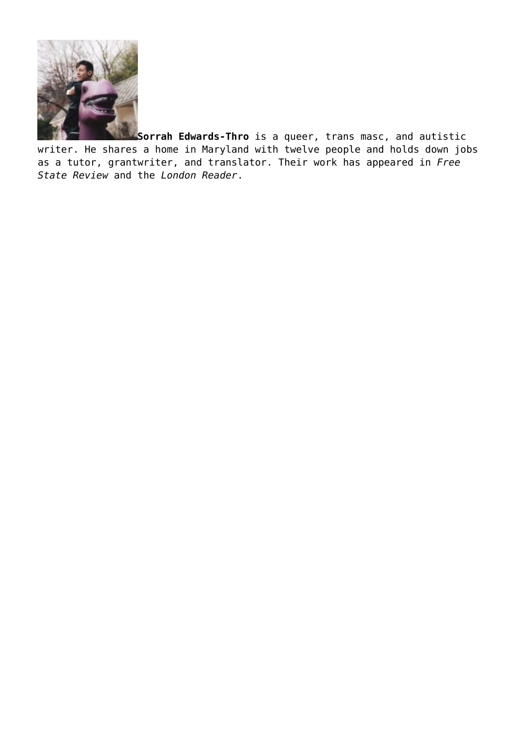**Sorrah Edwards-Thro** is a queer, trans masc, and autistic writer. He shares a home in Maryland with twelve people and holds down jobs as a tutor, grantwriter, and translator. Their work has appeared in *Free State Review* and the *London Reader*.